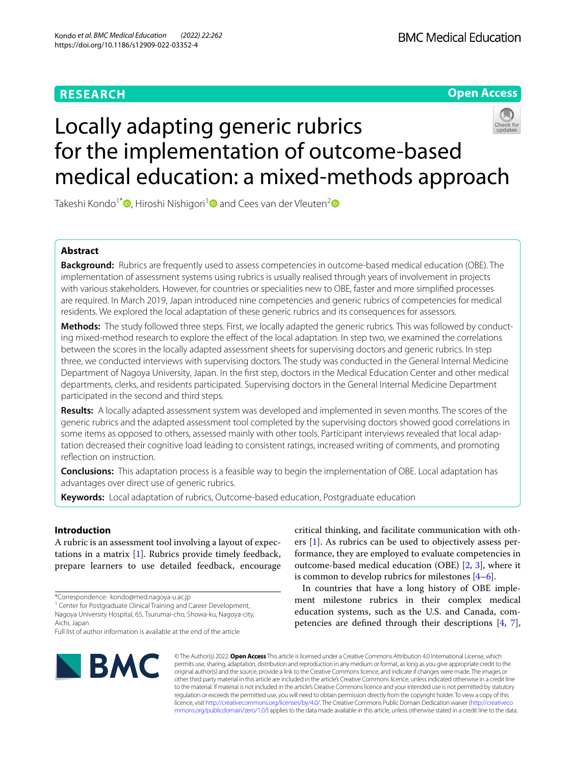RESEARCH

Open Access

# Locally adapting generic rubrics for the implementation of outcome-based medical education: a mixed-methods approach

Takeshi Kondo[1*], Hiroshi Nishigori[1] and Cees van der Vleuten[2]

## Abstract

**Background:** Rubrics are frequently used to assess competencies in outcome-based medical education (OBE). The implementation of assessment systems using rubrics is usually realised through years of involvement in projects with various stakeholders. However, for countries or specialities new to OBE, faster and more simplified processes are required. In March 2019, Japan introduced nine competencies and generic rubrics of competencies for medical residents. We explored the local adaptation of these generic rubrics and its consequences for assessors.

**Methods:** The study followed three steps. First, we locally adapted the generic rubrics. This was followed by conducting mixed-method research to explore the effect of the local adaptation. In step two, we examined the correlations between the scores in the locally adapted assessment sheets for supervising doctors and generic rubrics. In step three, we conducted interviews with supervising doctors. The study was conducted in the General Internal Medicine Department of Nagoya University, Japan. In the first step, doctors in the Medical Education Center and other medical departments, clerks, and residents participated. Supervising doctors in the General Internal Medicine Department participated in the second and third steps.

**Results:** A locally adapted assessment system was developed and implemented in seven months. The scores of the generic rubrics and the adapted assessment tool completed by the supervising doctors showed good correlations in some items as opposed to others, assessed mainly with other tools. Participant interviews revealed that local adaptation decreased their cognitive load leading to consistent ratings, increased writing of comments, and promoting reflection on instruction.

**Conclusions:** This adaptation process is a feasible way to begin the implementation of OBE. Local adaptation has advantages over direct use of generic rubrics.

**Keywords:** Local adaptation of rubrics, Outcome-based education, Postgraduate education

## Introduction

A rubric is an assessment tool involving a layout of expectations in a matrix [1]. Rubrics provide timely feedback, prepare learners to use detailed feedback, encourage critical thinking, and facilitate communication with others [1]. As rubrics can be used to objectively assess performance, they are employed to evaluate competencies in outcome-based medical education (OBE) [2, 3], where it is common to develop rubrics for milestones [4–6].

In countries that have a long history of OBE implement milestone rubrics in their complex medical education systems, such as the U.S. and Canada, competencies are defined through their descriptions [4, 7],

*Correspondence: kondo@med.nagoya-u.ac.jp

[1] Center for Postgraduate Clinical Training and Career Development, Nagoya University Hospital, 65, Tsurumai-cho, Showa-ku, Nagoya-city, Aichi, Japan

Full list of author information is available at the end of the article

© The Author(s) 2022. **Open Access** This article is licensed under a Creative Commons Attribution 4.0 International License, which permits use, sharing, adaptation, distribution and reproduction in any medium or format, as long as you give appropriate credit to the original author(s) and the source, provide a link to the Creative Commons licence, and indicate if changes were made. The images or other third party material in this article are included in the article's Creative Commons licence, unless indicated otherwise in a credit line to the material. If material is not included in the article's Creative Commons licence and your intended use is not permitted by statutory regulation or exceeds the permitted use, you will need to obtain permission directly from the copyright holder. To view a copy of this licence, visit http://creativecommons.org/licenses/by/4.0/. The Creative Commons Public Domain Dedication waiver (http://creativecommons.org/publicdomain/zero/1.0/) applies to the data made available in this article, unless otherwise stated in a credit line to the data.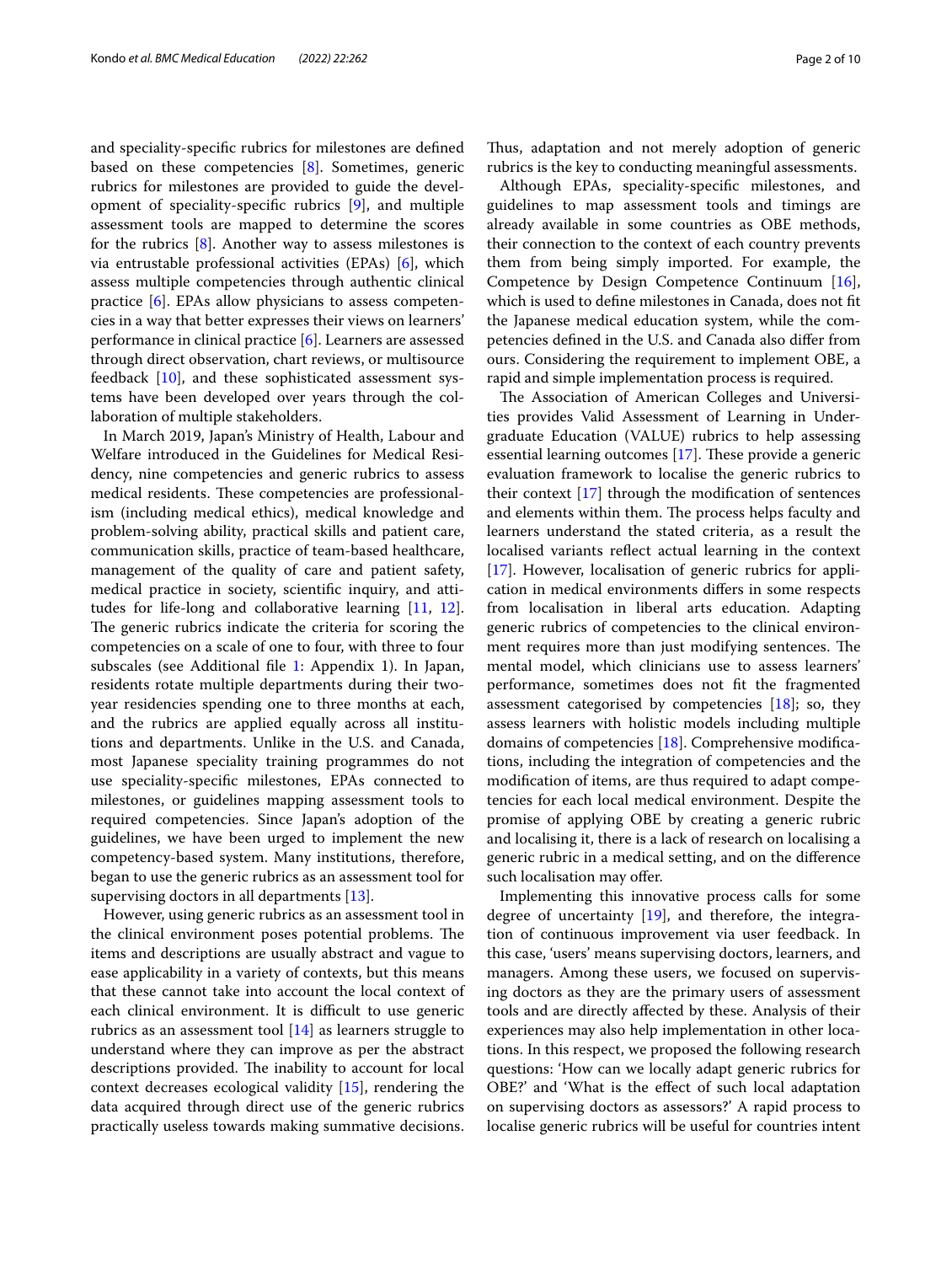and speciality-specific rubrics for milestones are defined based on these competencies [8]. Sometimes, generic rubrics for milestones are provided to guide the development of speciality-specific rubrics [9], and multiple assessment tools are mapped to determine the scores for the rubrics [8]. Another way to assess milestones is via entrustable professional activities (EPAs) [6], which assess multiple competencies through authentic clinical practice [6]. EPAs allow physicians to assess competencies in a way that better expresses their views on learners' performance in clinical practice [6]. Learners are assessed through direct observation, chart reviews, or multisource feedback [10], and these sophisticated assessment systems have been developed over years through the collaboration of multiple stakeholders.

In March 2019, Japan's Ministry of Health, Labour and Welfare introduced in the Guidelines for Medical Residency, nine competencies and generic rubrics to assess medical residents. These competencies are professionalism (including medical ethics), medical knowledge and problem-solving ability, practical skills and patient care, communication skills, practice of team-based healthcare, management of the quality of care and patient safety, medical practice in society, scientific inquiry, and attitudes for life-long and collaborative learning [11, 12]. The generic rubrics indicate the criteria for scoring the competencies on a scale of one to four, with three to four subscales (see Additional file 1: Appendix 1). In Japan, residents rotate multiple departments during their two-year residencies spending one to three months at each, and the rubrics are applied equally across all institutions and departments. Unlike in the U.S. and Canada, most Japanese speciality training programmes do not use speciality-specific milestones, EPAs connected to milestones, or guidelines mapping assessment tools to required competencies. Since Japan's adoption of the guidelines, we have been urged to implement the new competency-based system. Many institutions, therefore, began to use the generic rubrics as an assessment tool for supervising doctors in all departments [13].

However, using generic rubrics as an assessment tool in the clinical environment poses potential problems. The items and descriptions are usually abstract and vague to ease applicability in a variety of contexts, but this means that these cannot take into account the local context of each clinical environment. It is difficult to use generic rubrics as an assessment tool [14] as learners struggle to understand where they can improve as per the abstract descriptions provided. The inability to account for local context decreases ecological validity [15], rendering the data acquired through direct use of the generic rubrics practically useless towards making summative decisions. Thus, adaptation and not merely adoption of generic rubrics is the key to conducting meaningful assessments.

Although EPAs, speciality-specific milestones, and guidelines to map assessment tools and timings are already available in some countries as OBE methods, their connection to the context of each country prevents them from being simply imported. For example, the Competence by Design Competence Continuum [16], which is used to define milestones in Canada, does not fit the Japanese medical education system, while the competencies defined in the U.S. and Canada also differ from ours. Considering the requirement to implement OBE, a rapid and simple implementation process is required.

The Association of American Colleges and Universities provides Valid Assessment of Learning in Undergraduate Education (VALUE) rubrics to help assessing essential learning outcomes [17]. These provide a generic evaluation framework to localise the generic rubrics to their context [17] through the modification of sentences and elements within them. The process helps faculty and learners understand the stated criteria, as a result the localised variants reflect actual learning in the context [17]. However, localisation of generic rubrics for application in medical environments differs in some respects from localisation in liberal arts education. Adapting generic rubrics of competencies to the clinical environment requires more than just modifying sentences. The mental model, which clinicians use to assess learners' performance, sometimes does not fit the fragmented assessment categorised by competencies [18]; so, they assess learners with holistic models including multiple domains of competencies [18]. Comprehensive modifications, including the integration of competencies and the modification of items, are thus required to adapt competencies for each local medical environment. Despite the promise of applying OBE by creating a generic rubric and localising it, there is a lack of research on localising a generic rubric in a medical setting, and on the difference such localisation may offer.

Implementing this innovative process calls for some degree of uncertainty [19], and therefore, the integration of continuous improvement via user feedback. In this case, 'users' means supervising doctors, learners, and managers. Among these users, we focused on supervising doctors as they are the primary users of assessment tools and are directly affected by these. Analysis of their experiences may also help implementation in other locations. In this respect, we proposed the following research questions: 'How can we locally adapt generic rubrics for OBE?' and 'What is the effect of such local adaptation on supervising doctors as assessors?' A rapid process to localise generic rubrics will be useful for countries intent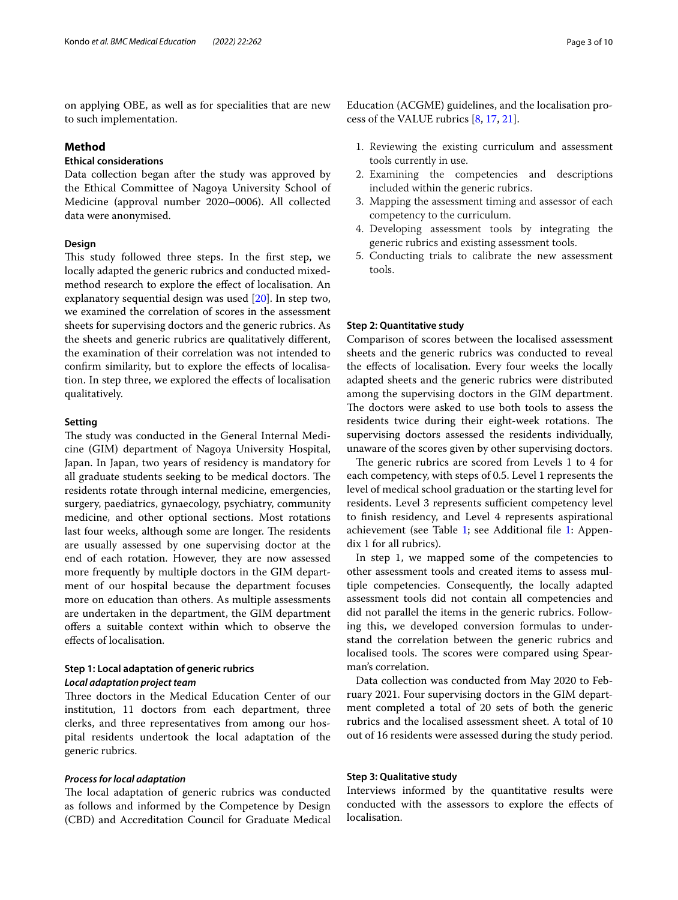on applying OBE, as well as for specialities that are new to such implementation.

## Method

### Ethical considerations

Data collection began after the study was approved by the Ethical Committee of Nagoya University School of Medicine (approval number 2020–0006). All collected data were anonymised.

### Design

This study followed three steps. In the first step, we locally adapted the generic rubrics and conducted mixed-method research to explore the effect of localisation. An explanatory sequential design was used [20]. In step two, we examined the correlation of scores in the assessment sheets for supervising doctors and the generic rubrics. As the sheets and generic rubrics are qualitatively different, the examination of their correlation was not intended to confirm similarity, but to explore the effects of localisation. In step three, we explored the effects of localisation qualitatively.

### Setting

The study was conducted in the General Internal Medicine (GIM) department of Nagoya University Hospital, Japan. In Japan, two years of residency is mandatory for all graduate students seeking to be medical doctors. The residents rotate through internal medicine, emergencies, surgery, paediatrics, gynaecology, psychiatry, community medicine, and other optional sections. Most rotations last four weeks, although some are longer. The residents are usually assessed by one supervising doctor at the end of each rotation. However, they are now assessed more frequently by multiple doctors in the GIM department of our hospital because the department focuses more on education than others. As multiple assessments are undertaken in the department, the GIM department offers a suitable context within which to observe the effects of localisation.

### Step 1: Local adaptation of generic rubrics

#### *Local adaptation project team*

Three doctors in the Medical Education Center of our institution, 11 doctors from each department, three clerks, and three representatives from among our hospital residents undertook the local adaptation of the generic rubrics.

#### *Process for local adaptation*

The local adaptation of generic rubrics was conducted as follows and informed by the Competence by Design (CBD) and Accreditation Council for Graduate Medical Education (ACGME) guidelines, and the localisation process of the VALUE rubrics [8, 17, 21].

1. Reviewing the existing curriculum and assessment tools currently in use.
2. Examining the competencies and descriptions included within the generic rubrics.
3. Mapping the assessment timing and assessor of each competency to the curriculum.
4. Developing assessment tools by integrating the generic rubrics and existing assessment tools.
5. Conducting trials to calibrate the new assessment tools.

### Step 2: Quantitative study

Comparison of scores between the localised assessment sheets and the generic rubrics was conducted to reveal the effects of localisation. Every four weeks the locally adapted sheets and the generic rubrics were distributed among the supervising doctors in the GIM department. The doctors were asked to use both tools to assess the residents twice during their eight-week rotations. The supervising doctors assessed the residents individually, unaware of the scores given by other supervising doctors.

The generic rubrics are scored from Levels 1 to 4 for each competency, with steps of 0.5. Level 1 represents the level of medical school graduation or the starting level for residents. Level 3 represents sufficient competency level to finish residency, and Level 4 represents aspirational achievement (see Table 1; see Additional file 1: Appendix 1 for all rubrics).

In step 1, we mapped some of the competencies to other assessment tools and created items to assess multiple competencies. Consequently, the locally adapted assessment tools did not contain all competencies and did not parallel the items in the generic rubrics. Following this, we developed conversion formulas to understand the correlation between the generic rubrics and localised tools. The scores were compared using Spearman's correlation.

Data collection was conducted from May 2020 to February 2021. Four supervising doctors in the GIM department completed a total of 20 sets of both the generic rubrics and the localised assessment sheet. A total of 10 out of 16 residents were assessed during the study period.

### Step 3: Qualitative study

Interviews informed by the quantitative results were conducted with the assessors to explore the effects of localisation.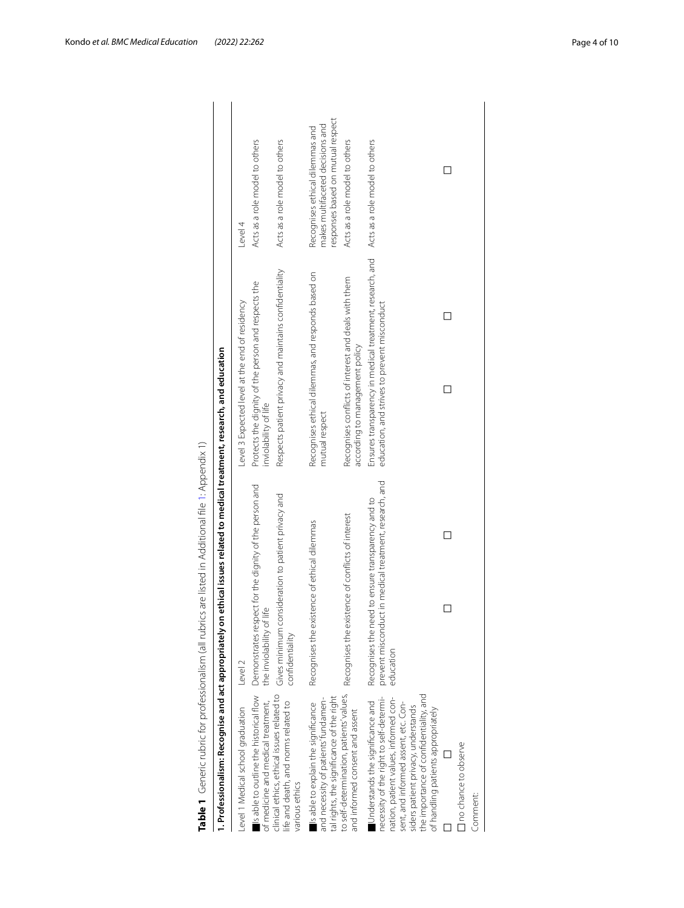**Table 1** Generic rubric for professionalism (all rubrics are listed in Additional file 1: Appendix 1)

| **1. Professionalism: Recognise and act appropriately on ethical issues related to medical treatment, research, and education** | | | |
|---|---|---|---|
| Level 1 Medical school graduation | Level 2 | Level 3 Expected level at the end of residency | Level 4 |
| ■Is able to outline the historical flow of medicine and medical treatment, clinical ethics, ethical issues related to life and death, and norms related to various ethics | Demonstrates respect for the dignity of the person and the inviolability of life | Protects the dignity of the person and respects the inviolability of life | Acts as a role model to others |
| | Gives minimum consideration to patient privacy and confidentiality | Respects patient privacy and maintains confidentiality | Acts as a role model to others |
| ■Is able to explain the significance and necessity of patients' fundamental rights, the significance of the right to self-determination, patients' values, and informed consent and assent | Recognises the existence of ethical dilemmas | Recognises ethical dilemmas, and responds based on mutual respect | Recognises ethical dilemmas and makes multifaceted decisions and responses based on mutual respect |
| | Recognises the existence of conflicts of interest | Recognises conflicts of interest and deals with them according to management policy | Acts as a role model to others |
| ■Understands the significance and necessity of the right to self-determination, patient values, informed consent, and informed assent, etc. Considers patient privacy, understands the importance of confidentiality, and of handling patients appropriately | Recognises the need to ensure transparency and to prevent misconduct in medical treatment, research, and education | Ensures transparency in medical treatment, research, and education, and strives to prevent misconduct | Acts as a role model to others |
| ☐ | ☐ ☐ | ☐ ☐ | ☐ |
| ☐ no chance to observe | | | |
| Comment: | | | |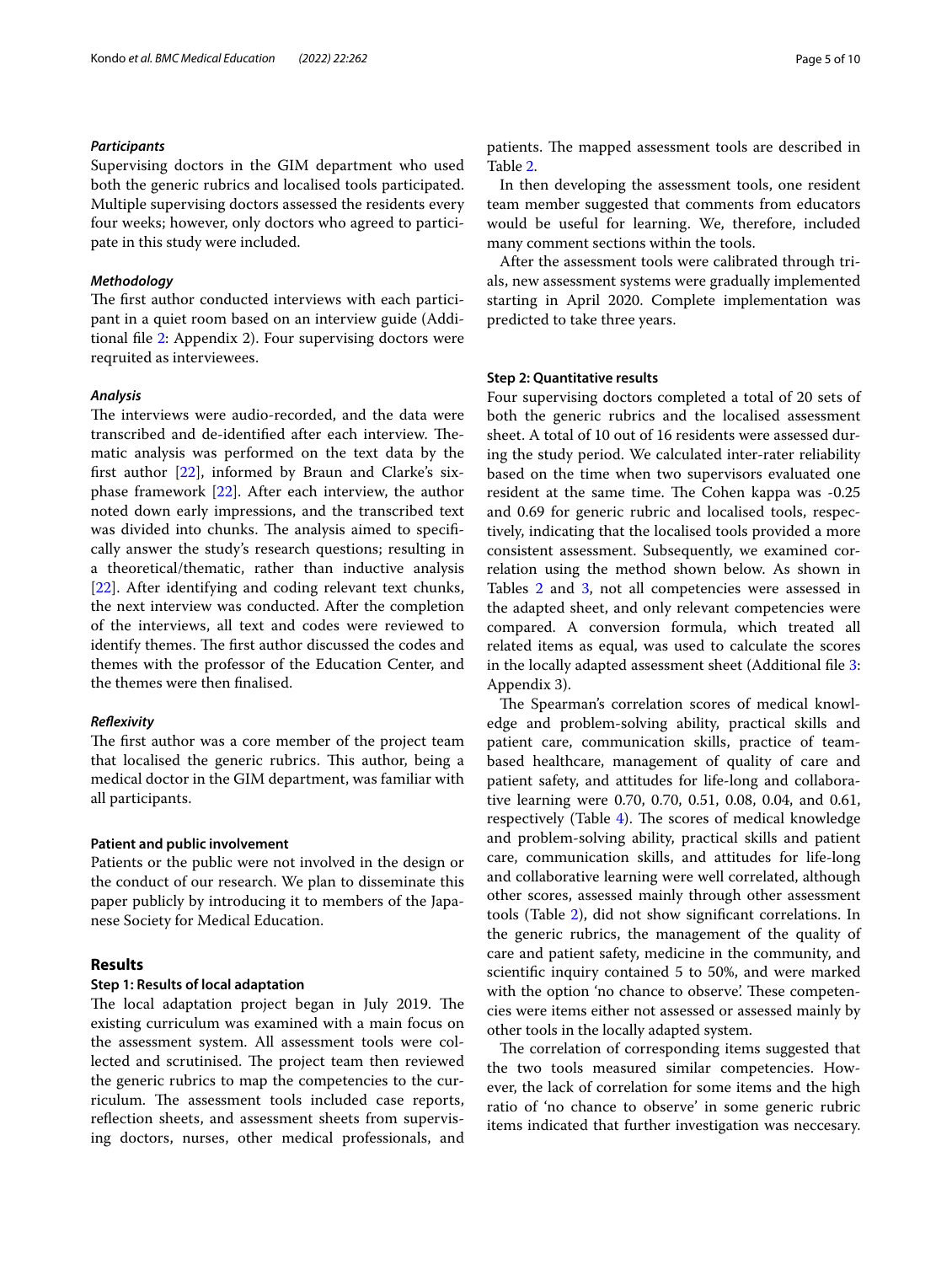#### *Participants*

Supervising doctors in the GIM department who used both the generic rubrics and localised tools participated. Multiple supervising doctors assessed the residents every four weeks; however, only doctors who agreed to participate in this study were included.

#### *Methodology*

The first author conducted interviews with each participant in a quiet room based on an interview guide (Additional file 2: Appendix 2). Four supervising doctors were reqruited as interviewees.

#### *Analysis*

The interviews were audio-recorded, and the data were transcribed and de-identified after each interview. Thematic analysis was performed on the text data by the first author [22], informed by Braun and Clarke's six-phase framework [22]. After each interview, the author noted down early impressions, and the transcribed text was divided into chunks. The analysis aimed to specifically answer the study's research questions; resulting in a theoretical/thematic, rather than inductive analysis [22]. After identifying and coding relevant text chunks, the next interview was conducted. After the completion of the interviews, all text and codes were reviewed to identify themes. The first author discussed the codes and themes with the professor of the Education Center, and the themes were then finalised.

#### *Reflexivity*

The first author was a core member of the project team that localised the generic rubrics. This author, being a medical doctor in the GIM department, was familiar with all participants.

### Patient and public involvement

Patients or the public were not involved in the design or the conduct of our research. We plan to disseminate this paper publicly by introducing it to members of the Japanese Society for Medical Education.

## Results

### Step 1: Results of local adaptation

The local adaptation project began in July 2019. The existing curriculum was examined with a main focus on the assessment system. All assessment tools were collected and scrutinised. The project team then reviewed the generic rubrics to map the competencies to the curriculum. The assessment tools included case reports, reflection sheets, and assessment sheets from supervising doctors, nurses, other medical professionals, and patients. The mapped assessment tools are described in Table 2.

In then developing the assessment tools, one resident team member suggested that comments from educators would be useful for learning. We, therefore, included many comment sections within the tools.

After the assessment tools were calibrated through trials, new assessment systems were gradually implemented starting in April 2020. Complete implementation was predicted to take three years.

### Step 2: Quantitative results

Four supervising doctors completed a total of 20 sets of both the generic rubrics and the localised assessment sheet. A total of 10 out of 16 residents were assessed during the study period. We calculated inter-rater reliability based on the time when two supervisors evaluated one resident at the same time. The Cohen kappa was -0.25 and 0.69 for generic rubric and localised tools, respectively, indicating that the localised tools provided a more consistent assessment. Subsequently, we examined correlation using the method shown below. As shown in Tables 2 and 3, not all competencies were assessed in the adapted sheet, and only relevant competencies were compared. A conversion formula, which treated all related items as equal, was used to calculate the scores in the locally adapted assessment sheet (Additional file 3: Appendix 3).

The Spearman's correlation scores of medical knowledge and problem-solving ability, practical skills and patient care, communication skills, practice of team-based healthcare, management of quality of care and patient safety, and attitudes for life-long and collaborative learning were 0.70, 0.70, 0.51, 0.08, 0.04, and 0.61, respectively (Table 4). The scores of medical knowledge and problem-solving ability, practical skills and patient care, communication skills, and attitudes for life-long and collaborative learning were well correlated, although other scores, assessed mainly through other assessment tools (Table 2), did not show significant correlations. In the generic rubrics, the management of the quality of care and patient safety, medicine in the community, and scientific inquiry contained 5 to 50%, and were marked with the option 'no chance to observe'. These competencies were items either not assessed or assessed mainly by other tools in the locally adapted system.

The correlation of corresponding items suggested that the two tools measured similar competencies. However, the lack of correlation for some items and the high ratio of 'no chance to observe' in some generic rubric items indicated that further investigation was neccesary.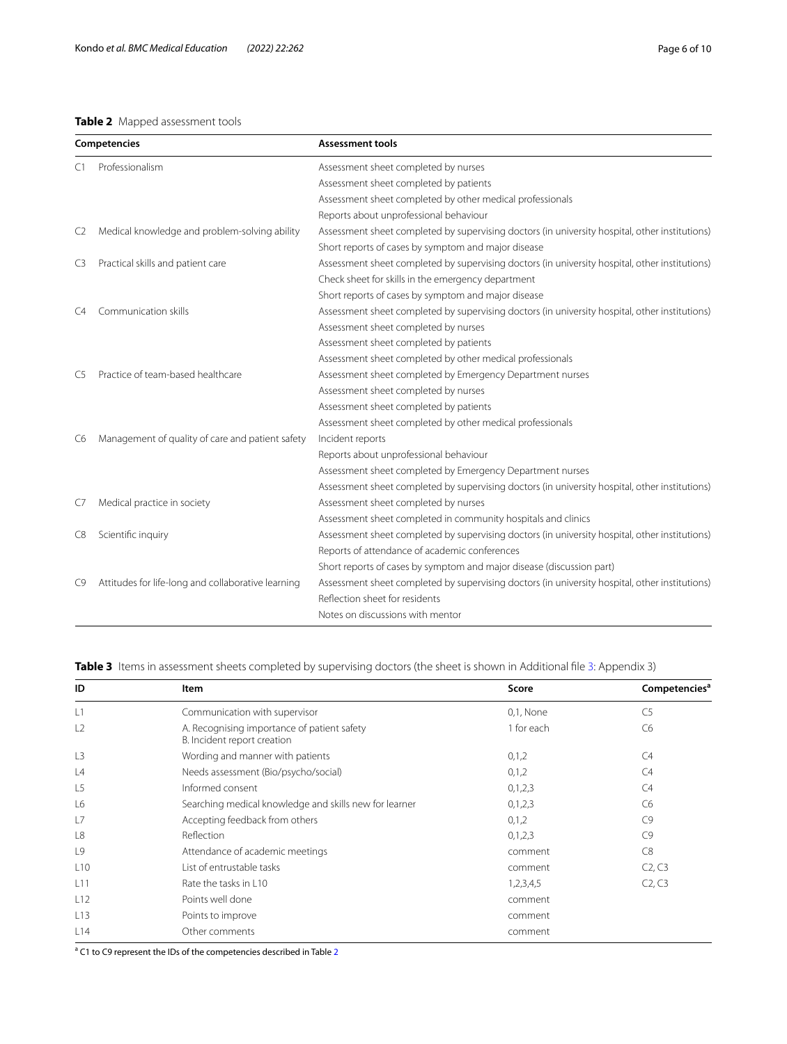**Table 2** Mapped assessment tools

| Competencies | | Assessment tools |
|---|---|---|
| C1 | Professionalism | Assessment sheet completed by nurses |
| | | Assessment sheet completed by patients |
| | | Assessment sheet completed by other medical professionals |
| | | Reports about unprofessional behaviour |
| C2 | Medical knowledge and problem-solving ability | Assessment sheet completed by supervising doctors (in university hospital, other institutions) |
| | | Short reports of cases by symptom and major disease |
| C3 | Practical skills and patient care | Assessment sheet completed by supervising doctors (in university hospital, other institutions) |
| | | Check sheet for skills in the emergency department |
| | | Short reports of cases by symptom and major disease |
| C4 | Communication skills | Assessment sheet completed by supervising doctors (in university hospital, other institutions) |
| | | Assessment sheet completed by nurses |
| | | Assessment sheet completed by patients |
| | | Assessment sheet completed by other medical professionals |
| C5 | Practice of team-based healthcare | Assessment sheet completed by Emergency Department nurses |
| | | Assessment sheet completed by nurses |
| | | Assessment sheet completed by patients |
| | | Assessment sheet completed by other medical professionals |
| C6 | Management of quality of care and patient safety | Incident reports |
| | | Reports about unprofessional behaviour |
| | | Assessment sheet completed by Emergency Department nurses |
| | | Assessment sheet completed by supervising doctors (in university hospital, other institutions) |
| C7 | Medical practice in society | Assessment sheet completed by nurses |
| | | Assessment sheet completed in community hospitals and clinics |
| C8 | Scientific inquiry | Assessment sheet completed by supervising doctors (in university hospital, other institutions) |
| | | Reports of attendance of academic conferences |
| | | Short reports of cases by symptom and major disease (discussion part) |
| C9 | Attitudes for life-long and collaborative learning | Assessment sheet completed by supervising doctors (in university hospital, other institutions) |
| | | Reflection sheet for residents |
| | | Notes on discussions with mentor |

**Table 3** Items in assessment sheets completed by supervising doctors (the sheet is shown in Additional file 3: Appendix 3)

| ID | Item | Score | Competencies[a] |
|---|---|---|---|
| L1 | Communication with supervisor | 0,1, None | C5 |
| L2 | A. Recognising importance of patient safety<br>B. Incident report creation | 1 for each | C6 |
| L3 | Wording and manner with patients | 0,1,2 | C4 |
| L4 | Needs assessment (Bio/psycho/social) | 0,1,2 | C4 |
| L5 | Informed consent | 0,1,2,3 | C4 |
| L6 | Searching medical knowledge and skills new for learner | 0,1,2,3 | C6 |
| L7 | Accepting feedback from others | 0,1,2 | C9 |
| L8 | Reflection | 0,1,2,3 | C9 |
| L9 | Attendance of academic meetings | comment | C8 |
| L10 | List of entrustable tasks | comment | C2, C3 |
| L11 | Rate the tasks in L10 | 1,2,3,4,5 | C2, C3 |
| L12 | Points well done | comment | |
| L13 | Points to improve | comment | |
| L14 | Other comments | comment | |

[a] C1 to C9 represent the IDs of the competencies described in Table 2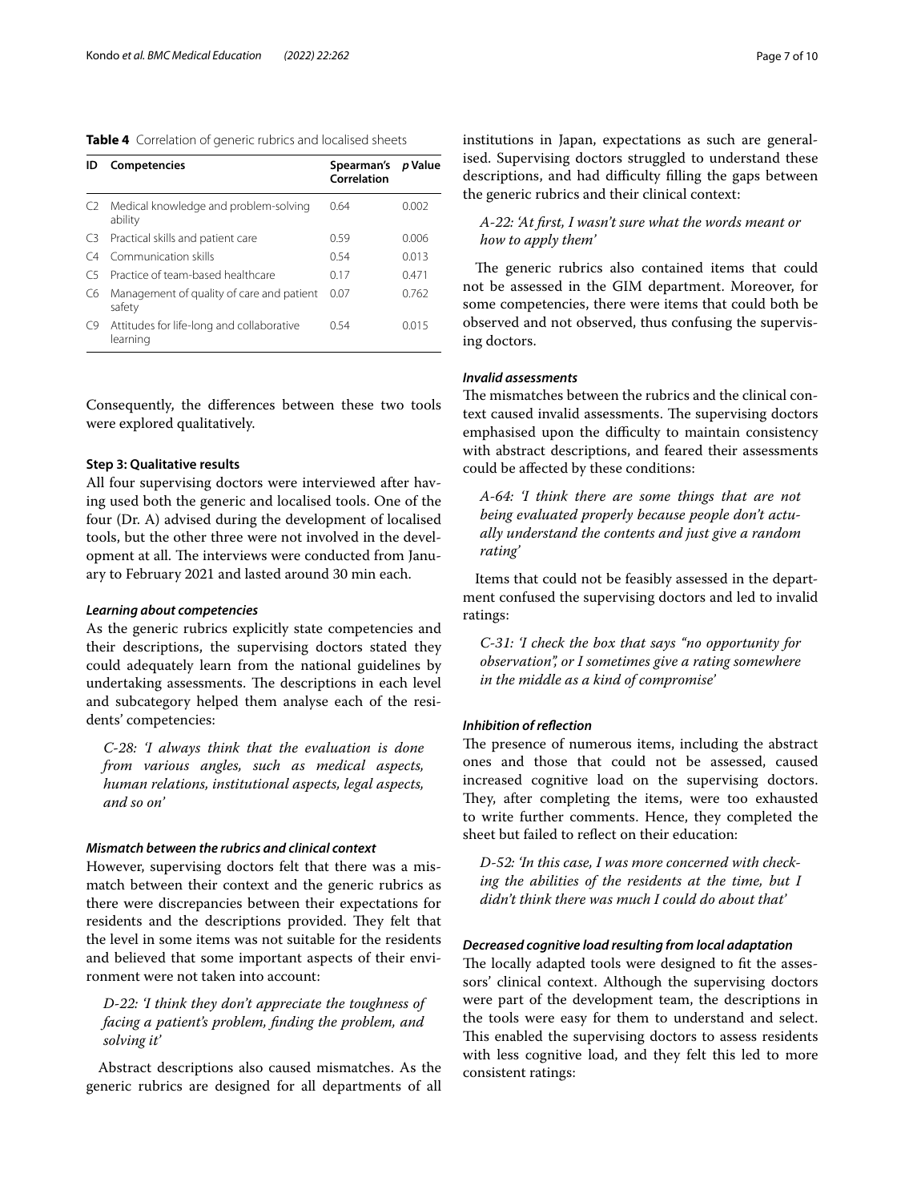**Table 4** Correlation of generic rubrics and localised sheets

| ID | Competencies | Spearman's Correlation | *p* Value |
|---|---|---|---|
| C2 | Medical knowledge and problem-solving ability | 0.64 | 0.002 |
| C3 | Practical skills and patient care | 0.59 | 0.006 |
| C4 | Communication skills | 0.54 | 0.013 |
| C5 | Practice of team-based healthcare | 0.17 | 0.471 |
| C6 | Management of quality of care and patient safety | 0.07 | 0.762 |
| C9 | Attitudes for life-long and collaborative learning | 0.54 | 0.015 |

Consequently, the differences between these two tools were explored qualitatively.

### Step 3: Qualitative results

All four supervising doctors were interviewed after having used both the generic and localised tools. One of the four (Dr. A) advised during the development of localised tools, but the other three were not involved in the development at all. The interviews were conducted from January to February 2021 and lasted around 30 min each.

#### *Learning about competencies*

As the generic rubrics explicitly state competencies and their descriptions, the supervising doctors stated they could adequately learn from the national guidelines by undertaking assessments. The descriptions in each level and subcategory helped them analyse each of the residents' competencies:

> *C-28: 'I always think that the evaluation is done from various angles, such as medical aspects, human relations, institutional aspects, legal aspects, and so on'*

#### *Mismatch between the rubrics and clinical context*

However, supervising doctors felt that there was a mismatch between their context and the generic rubrics as there were discrepancies between their expectations for residents and the descriptions provided. They felt that the level in some items was not suitable for the residents and believed that some important aspects of their environment were not taken into account:

> *D-22: 'I think they don't appreciate the toughness of facing a patient's problem, finding the problem, and solving it'*

Abstract descriptions also caused mismatches. As the generic rubrics are designed for all departments of all institutions in Japan, expectations as such are generalised. Supervising doctors struggled to understand these descriptions, and had difficulty filling the gaps between the generic rubrics and their clinical context:

> *A-22: 'At first, I wasn't sure what the words meant or how to apply them'*

The generic rubrics also contained items that could not be assessed in the GIM department. Moreover, for some competencies, there were items that could both be observed and not observed, thus confusing the supervising doctors.

#### *Invalid assessments*

The mismatches between the rubrics and the clinical context caused invalid assessments. The supervising doctors emphasised upon the difficulty to maintain consistency with abstract descriptions, and feared their assessments could be affected by these conditions:

> *A-64: 'I think there are some things that are not being evaluated properly because people don't actually understand the contents and just give a random rating'*

Items that could not be feasibly assessed in the department confused the supervising doctors and led to invalid ratings:

> *C-31: 'I check the box that says "no opportunity for observation", or I sometimes give a rating somewhere in the middle as a kind of compromise'*

#### *Inhibition of reflection*

The presence of numerous items, including the abstract ones and those that could not be assessed, caused increased cognitive load on the supervising doctors. They, after completing the items, were too exhausted to write further comments. Hence, they completed the sheet but failed to reflect on their education:

> *D-52: 'In this case, I was more concerned with checking the abilities of the residents at the time, but I didn't think there was much I could do about that'*

#### *Decreased cognitive load resulting from local adaptation*

The locally adapted tools were designed to fit the assessors' clinical context. Although the supervising doctors were part of the development team, the descriptions in the tools were easy for them to understand and select. This enabled the supervising doctors to assess residents with less cognitive load, and they felt this led to more consistent ratings: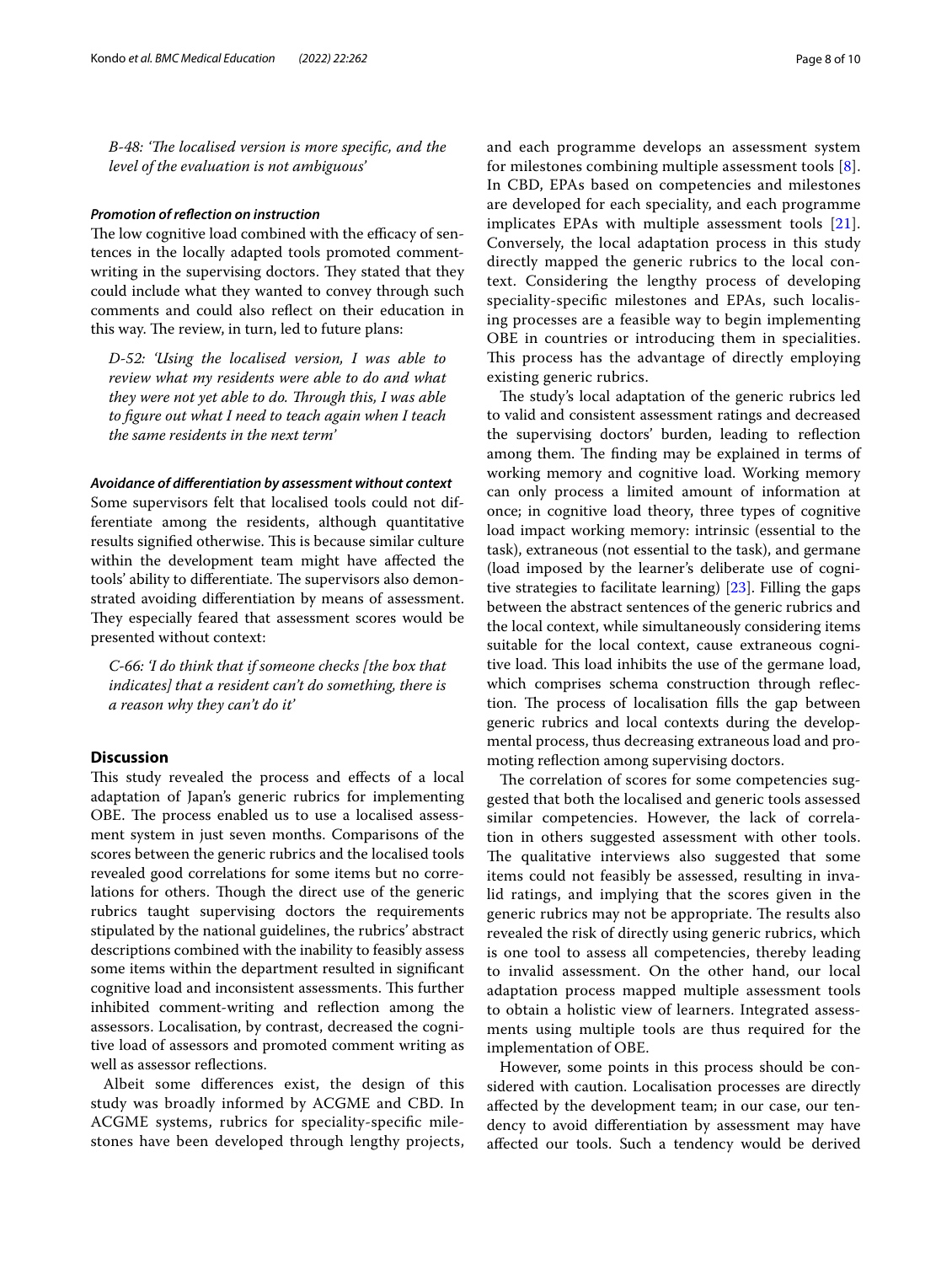*B-48: 'The localised version is more specific, and the level of the evaluation is not ambiguous'*

#### *Promotion of reflection on instruction*

The low cognitive load combined with the efficacy of sentences in the locally adapted tools promoted comment-writing in the supervising doctors. They stated that they could include what they wanted to convey through such comments and could also reflect on their education in this way. The review, in turn, led to future plans:

*D-52: 'Using the localised version, I was able to review what my residents were able to do and what they were not yet able to do. Through this, I was able to figure out what I need to teach again when I teach the same residents in the next term'*

#### *Avoidance of differentiation by assessment without context*

Some supervisors felt that localised tools could not differentiate among the residents, although quantitative results signified otherwise. This is because similar culture within the development team might have affected the tools' ability to differentiate. The supervisors also demonstrated avoiding differentiation by means of assessment. They especially feared that assessment scores would be presented without context:

*C-66: 'I do think that if someone checks [the box that indicates] that a resident can't do something, there is a reason why they can't do it'*

## Discussion

This study revealed the process and effects of a local adaptation of Japan's generic rubrics for implementing OBE. The process enabled us to use a localised assessment system in just seven months. Comparisons of the scores between the generic rubrics and the localised tools revealed good correlations for some items but no correlations for others. Though the direct use of the generic rubrics taught supervising doctors the requirements stipulated by the national guidelines, the rubrics' abstract descriptions combined with the inability to feasibly assess some items within the department resulted in significant cognitive load and inconsistent assessments. This further inhibited comment-writing and reflection among the assessors. Localisation, by contrast, decreased the cognitive load of assessors and promoted comment writing as well as assessor reflections.

Albeit some differences exist, the design of this study was broadly informed by ACGME and CBD. In ACGME systems, rubrics for speciality-specific milestones have been developed through lengthy projects, and each programme develops an assessment system for milestones combining multiple assessment tools [8]. In CBD, EPAs based on competencies and milestones are developed for each speciality, and each programme implicates EPAs with multiple assessment tools [21]. Conversely, the local adaptation process in this study directly mapped the generic rubrics to the local context. Considering the lengthy process of developing speciality-specific milestones and EPAs, such localising processes are a feasible way to begin implementing OBE in countries or introducing them in specialities. This process has the advantage of directly employing existing generic rubrics.

The study's local adaptation of the generic rubrics led to valid and consistent assessment ratings and decreased the supervising doctors' burden, leading to reflection among them. The finding may be explained in terms of working memory and cognitive load. Working memory can only process a limited amount of information at once; in cognitive load theory, three types of cognitive load impact working memory: intrinsic (essential to the task), extraneous (not essential to the task), and germane (load imposed by the learner's deliberate use of cognitive strategies to facilitate learning) [23]. Filling the gaps between the abstract sentences of the generic rubrics and the local context, while simultaneously considering items suitable for the local context, cause extraneous cognitive load. This load inhibits the use of the germane load, which comprises schema construction through reflection. The process of localisation fills the gap between generic rubrics and local contexts during the developmental process, thus decreasing extraneous load and promoting reflection among supervising doctors.

The correlation of scores for some competencies suggested that both the localised and generic tools assessed similar competencies. However, the lack of correlation in others suggested assessment with other tools. The qualitative interviews also suggested that some items could not feasibly be assessed, resulting in invalid ratings, and implying that the scores given in the generic rubrics may not be appropriate. The results also revealed the risk of directly using generic rubrics, which is one tool to assess all competencies, thereby leading to invalid assessment. On the other hand, our local adaptation process mapped multiple assessment tools to obtain a holistic view of learners. Integrated assessments using multiple tools are thus required for the implementation of OBE.

However, some points in this process should be considered with caution. Localisation processes are directly affected by the development team; in our case, our tendency to avoid differentiation by assessment may have affected our tools. Such a tendency would be derived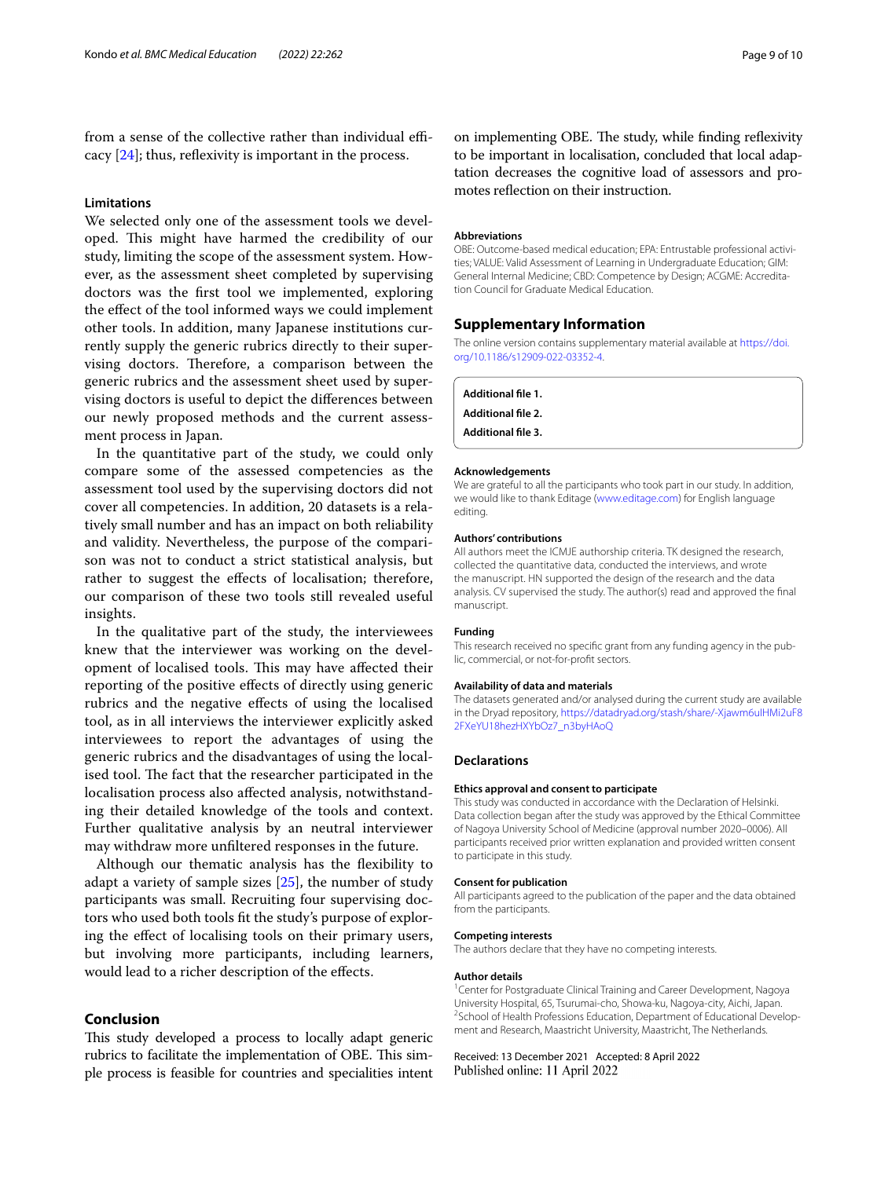from a sense of the collective rather than individual efficacy [24]; thus, reflexivity is important in the process.

### Limitations

We selected only one of the assessment tools we developed. This might have harmed the credibility of our study, limiting the scope of the assessment system. However, as the assessment sheet completed by supervising doctors was the first tool we implemented, exploring the effect of the tool informed ways we could implement other tools. In addition, many Japanese institutions currently supply the generic rubrics directly to their supervising doctors. Therefore, a comparison between the generic rubrics and the assessment sheet used by supervising doctors is useful to depict the differences between our newly proposed methods and the current assessment process in Japan.

In the quantitative part of the study, we could only compare some of the assessed competencies as the assessment tool used by the supervising doctors did not cover all competencies. In addition, 20 datasets is a relatively small number and has an impact on both reliability and validity. Nevertheless, the purpose of the comparison was not to conduct a strict statistical analysis, but rather to suggest the effects of localisation; therefore, our comparison of these two tools still revealed useful insights.

In the qualitative part of the study, the interviewees knew that the interviewer was working on the development of localised tools. This may have affected their reporting of the positive effects of directly using generic rubrics and the negative effects of using the localised tool, as in all interviews the interviewer explicitly asked interviewees to report the advantages of using the generic rubrics and the disadvantages of using the localised tool. The fact that the researcher participated in the localisation process also affected analysis, notwithstanding their detailed knowledge of the tools and context. Further qualitative analysis by an neutral interviewer may withdraw more unfiltered responses in the future.

Although our thematic analysis has the flexibility to adapt a variety of sample sizes [25], the number of study participants was small. Recruiting four supervising doctors who used both tools fit the study's purpose of exploring the effect of localising tools on their primary users, but involving more participants, including learners, would lead to a richer description of the effects.

## Conclusion

This study developed a process to locally adapt generic rubrics to facilitate the implementation of OBE. This simple process is feasible for countries and specialities intent on implementing OBE. The study, while finding reflexivity to be important in localisation, concluded that local adaptation decreases the cognitive load of assessors and promotes reflection on their instruction.

#### Abbreviations

OBE: Outcome-based medical education; EPA: Entrustable professional activities; VALUE: Valid Assessment of Learning in Undergraduate Education; GIM: General Internal Medicine; CBD: Competence by Design; ACGME: Accreditation Council for Graduate Medical Education.

## Supplementary Information

The online version contains supplementary material available at https://doi.org/10.1186/s12909-022-03352-4.

**Additional file 1.**

**Additional file 2.**

**Additional file 3.**

#### Acknowledgements

We are grateful to all the participants who took part in our study. In addition, we would like to thank Editage (www.editage.com) for English language editing.

#### Authors' contributions

All authors meet the ICMJE authorship criteria. TK designed the research, collected the quantitative data, conducted the interviews, and wrote the manuscript. HN supported the design of the research and the data analysis. CV supervised the study. The author(s) read and approved the final manuscript.

#### Funding

This research received no specific grant from any funding agency in the public, commercial, or not-for-profit sectors.

#### Availability of data and materials

The datasets generated and/or analysed during the current study are available in the Dryad repository, https://datadryad.org/stash/share/-Xjawm6ulHMi2uF82FXeYU18hezHXYbOz7_n3byHAoQ

## Declarations

#### Ethics approval and consent to participate

This study was conducted in accordance with the Declaration of Helsinki. Data collection began after the study was approved by the Ethical Committee of Nagoya University School of Medicine (approval number 2020–0006). All participants received prior written explanation and provided written consent to participate in this study.

#### Consent for publication

All participants agreed to the publication of the paper and the data obtained from the participants.

#### Competing interests

The authors declare that they have no competing interests.

#### Author details

[1] Center for Postgraduate Clinical Training and Career Development, Nagoya University Hospital, 65, Tsurumai-cho, Showa-ku, Nagoya-city, Aichi, Japan. [2] School of Health Professions Education, Department of Educational Development and Research, Maastricht University, Maastricht, The Netherlands.

Received: 13 December 2021 Accepted: 8 April 2022
Published online: 11 April 2022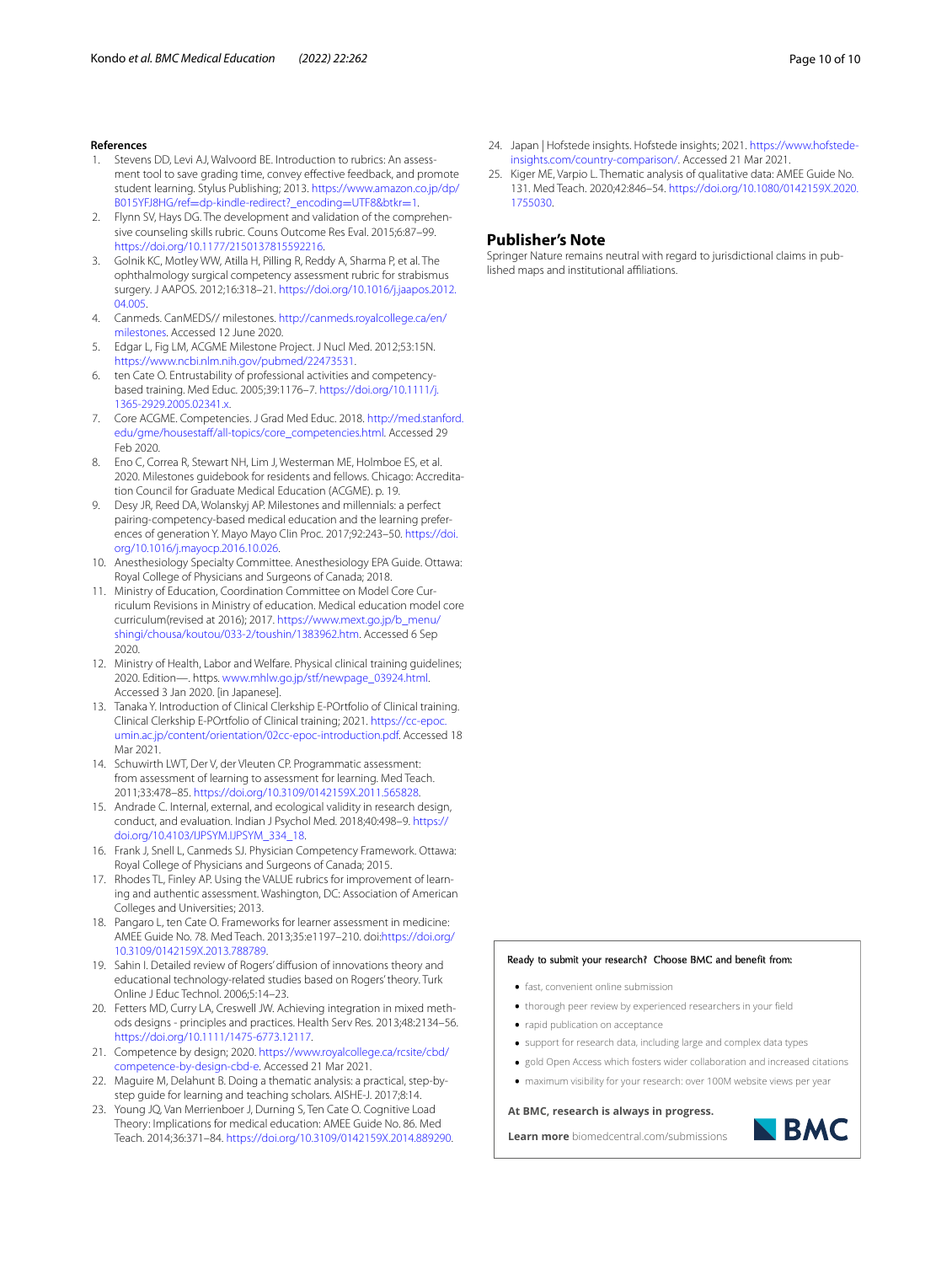## References

1. Stevens DD, Levi AJ, Walvoord BE. Introduction to rubrics: An assessment tool to save grading time, convey effective feedback, and promote student learning. Stylus Publishing; 2013. https://www.amazon.co.jp/dp/B015YFJ8HG/ref=dp-kindle-redirect?_encoding=UTF8&btkr=1.
2. Flynn SV, Hays DG. The development and validation of the comprehensive counseling skills rubric. Couns Outcome Res Eval. 2015;6:87–99. https://doi.org/10.1177/2150137815592216.
3. Golnik KC, Motley WW, Atilla H, Pilling R, Reddy A, Sharma P, et al. The ophthalmology surgical competency assessment rubric for strabismus surgery. J AAPOS. 2012;16:318–21. https://doi.org/10.1016/j.jaapos.2012.04.005.
4. Canmeds. CanMEDS// milestones. http://canmeds.royalcollege.ca/en/milestones. Accessed 12 June 2020.
5. Edgar L, Fig LM, ACGME Milestone Project. J Nucl Med. 2012;53:15N. https://www.ncbi.nlm.nih.gov/pubmed/22473531.
6. ten Cate O. Entrustability of professional activities and competency-based training. Med Educ. 2005;39:1176–7. https://doi.org/10.1111/j.1365-2929.2005.02341.x.
7. Core ACGME. Competencies. J Grad Med Educ. 2018. http://med.stanford.edu/gme/housestaff/all-topics/core_competencies.html. Accessed 29 Feb 2020.
8. Eno C, Correa R, Stewart NH, Lim J, Westerman ME, Holmboe ES, et al. 2020. Milestones guidebook for residents and fellows. Chicago: Accreditation Council for Graduate Medical Education (ACGME). p. 19.
9. Desy JR, Reed DA, Wolanskyj AP. Milestones and millennials: a perfect pairing-competency-based medical education and the learning preferences of generation Y. Mayo Mayo Clin Proc. 2017;92:243–50. https://doi.org/10.1016/j.mayocp.2016.10.026.
10. Anesthesiology Specialty Committee. Anesthesiology EPA Guide. Ottawa: Royal College of Physicians and Surgeons of Canada; 2018.
11. Ministry of Education, Coordination Committee on Model Core Curriculum Revisions in Ministry of education. Medical education model core curriculum(revised at 2016); 2017. https://www.mext.go.jp/b_menu/shingi/chousa/koutou/033-2/toushin/1383962.htm. Accessed 6 Sep 2020.
12. Ministry of Health, Labor and Welfare. Physical clinical training guidelines; 2020. Edition—. https. www.mhlw.go.jp/stf/newpage_03924.html. Accessed 3 Jan 2020. [in Japanese].
13. Tanaka Y. Introduction of Clinical Clerkship E-POrtfolio of Clinical training. Clinical Clerkship E-POrtfolio of Clinical training; 2021. https://cc-epoc.umin.ac.jp/content/orientation/02cc-epoc-introduction.pdf. Accessed 18 Mar 2021.
14. Schuwirth LWT, Der V, der Vleuten CP. Programmatic assessment: from assessment of learning to assessment for learning. Med Teach. 2011;33:478–85. https://doi.org/10.3109/0142159X.2011.565828.
15. Andrade C. Internal, external, and ecological validity in research design, conduct, and evaluation. Indian J Psychol Med. 2018;40:498–9. https://doi.org/10.4103/IJPSYM.IJPSYM_334_18.
16. Frank J, Snell L, Canmeds SJ. Physician Competency Framework. Ottawa: Royal College of Physicians and Surgeons of Canada; 2015.
17. Rhodes TL, Finley AP. Using the VALUE rubrics for improvement of learning and authentic assessment. Washington, DC: Association of American Colleges and Universities; 2013.
18. Pangaro L, ten Cate O. Frameworks for learner assessment in medicine: AMEE Guide No. 78. Med Teach. 2013;35:e1197–210. doi:https://doi.org/10.3109/0142159X.2013.788789.
19. Sahin I. Detailed review of Rogers' diffusion of innovations theory and educational technology-related studies based on Rogers' theory. Turk Online J Educ Technol. 2006;5:14–23.
20. Fetters MD, Curry LA, Creswell JW. Achieving integration in mixed methods designs - principles and practices. Health Serv Res. 2013;48:2134–56. https://doi.org/10.1111/1475-6773.12117.
21. Competence by design; 2020. https://www.royalcollege.ca/rcsite/cbd/competence-by-design-cbd-e. Accessed 21 Mar 2021.
22. Maguire M, Delahunt B. Doing a thematic analysis: a practical, step-by-step guide for learning and teaching scholars. AISHE-J. 2017;8:14.
23. Young JQ, Van Merrienboer J, Durning S, Ten Cate O. Cognitive Load Theory: Implications for medical education: AMEE Guide No. 86. Med Teach. 2014;36:371–84. https://doi.org/10.3109/0142159X.2014.889290.
24. Japan | Hofstede insights. Hofstede insights; 2021. https://www.hofstede-insights.com/country-comparison/. Accessed 21 Mar 2021.
25. Kiger ME, Varpio L. Thematic analysis of qualitative data: AMEE Guide No. 131. Med Teach. 2020;42:846–54. https://doi.org/10.1080/0142159X.2020.1755030.

## Publisher's Note

Springer Nature remains neutral with regard to jurisdictional claims in published maps and institutional affiliations.

Ready to submit your research? Choose BMC and benefit from:

- fast, convenient online submission
- thorough peer review by experienced researchers in your field
- rapid publication on acceptance
- support for research data, including large and complex data types
- gold Open Access which fosters wider collaboration and increased citations
- maximum visibility for your research: over 100M website views per year

**At BMC, research is always in progress.**

**Learn more** biomedcentral.com/submissions

BMC